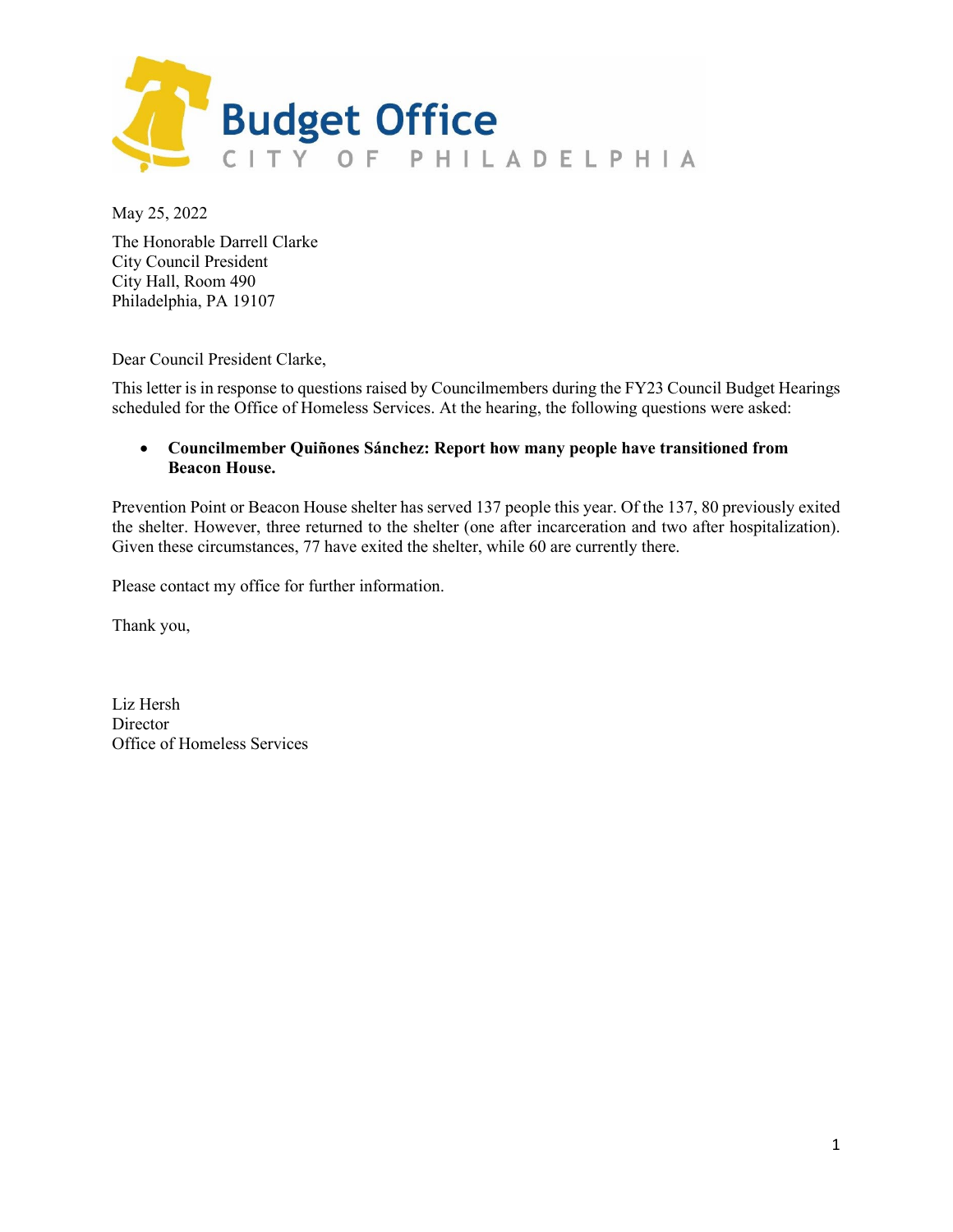# Budget Office

CITY OF PHILADELPHIA

May 25, 2022

The Honorable Darrell Clarke
City Council President
City Hall, Room 490
Philadelphia, PA 19107

Dear Council President Clarke,

This letter is in response to questions raised by Councilmembers during the FY23 Council Budget Hearings scheduled for the Office of Homeless Services. At the hearing, the following questions were asked:

- **Councilmember Quiñones Sánchez: Report how many people have transitioned from Beacon House.**

Prevention Point or Beacon House shelter has served 137 people this year. Of the 137, 80 previously exited the shelter. However, three returned to the shelter (one after incarceration and two after hospitalization). Given these circumstances, 77 have exited the shelter, while 60 are currently there.

Please contact my office for further information.

Thank you,

Liz Hersh
Director
Office of Homeless Services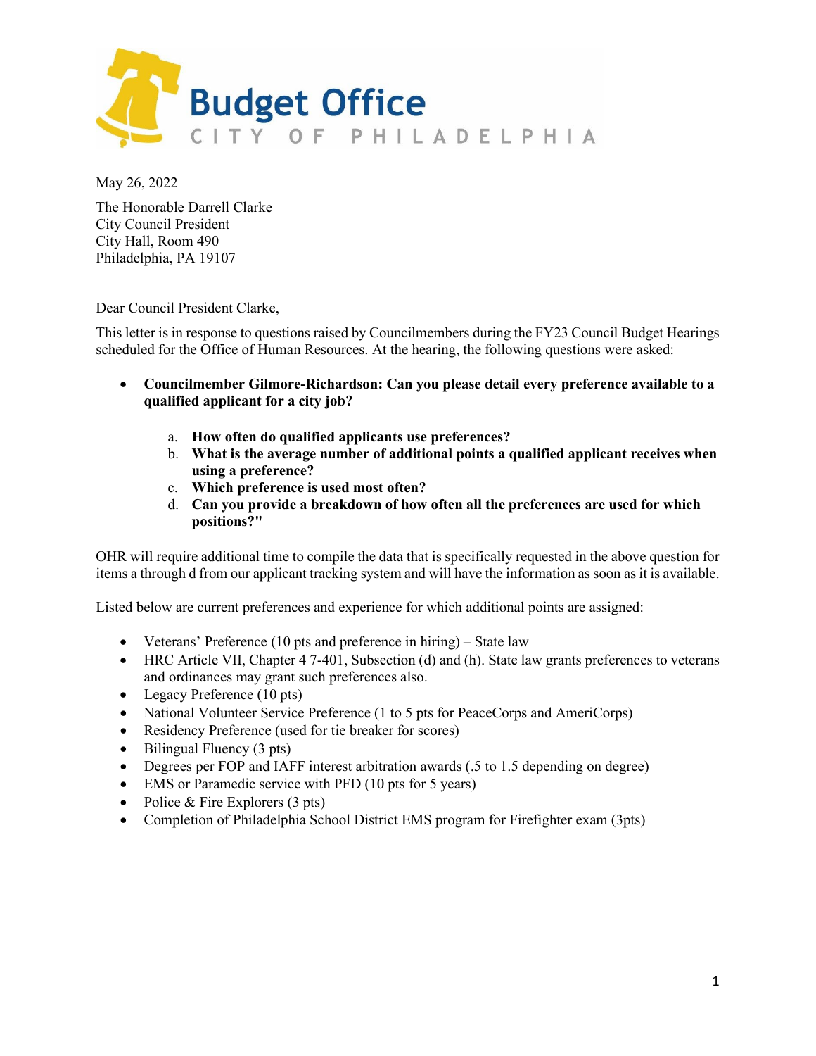May 26, 2022

The Honorable Darrell Clarke  
City Council President  
City Hall, Room 490  
Philadelphia, PA 19107

Dear Council President Clarke,

This letter is in response to questions raised by Councilmembers during the FY23 Council Budget Hearings scheduled for the Office of Human Resources. At the hearing, the following questions were asked:

- **Councilmember Gilmore-Richardson: Can you please detail every preference available to a qualified applicant for a city job?**

    a. **How often do qualified applicants use preferences?**
    b. **What is the average number of additional points a qualified applicant receives when using a preference?**
    c. **Which preference is used most often?**
    d. **Can you provide a breakdown of how often all the preferences are used for which positions?"**

OHR will require additional time to compile the data that is specifically requested in the above question for items a through d from our applicant tracking system and will have the information as soon as it is available.

Listed below are current preferences and experience for which additional points are assigned:

- Veterans' Preference (10 pts and preference in hiring) – State law
- HRC Article VII, Chapter 4 7-401, Subsection (d) and (h). State law grants preferences to veterans and ordinances may grant such preferences also.
- Legacy Preference (10 pts)
- National Volunteer Service Preference (1 to 5 pts for PeaceCorps and AmeriCorps)
- Residency Preference (used for tie breaker for scores)
- Bilingual Fluency (3 pts)
- Degrees per FOP and IAFF interest arbitration awards (.5 to 1.5 depending on degree)
- EMS or Paramedic service with PFD (10 pts for 5 years)
- Police & Fire Explorers (3 pts)
- Completion of Philadelphia School District EMS program for Firefighter exam (3pts)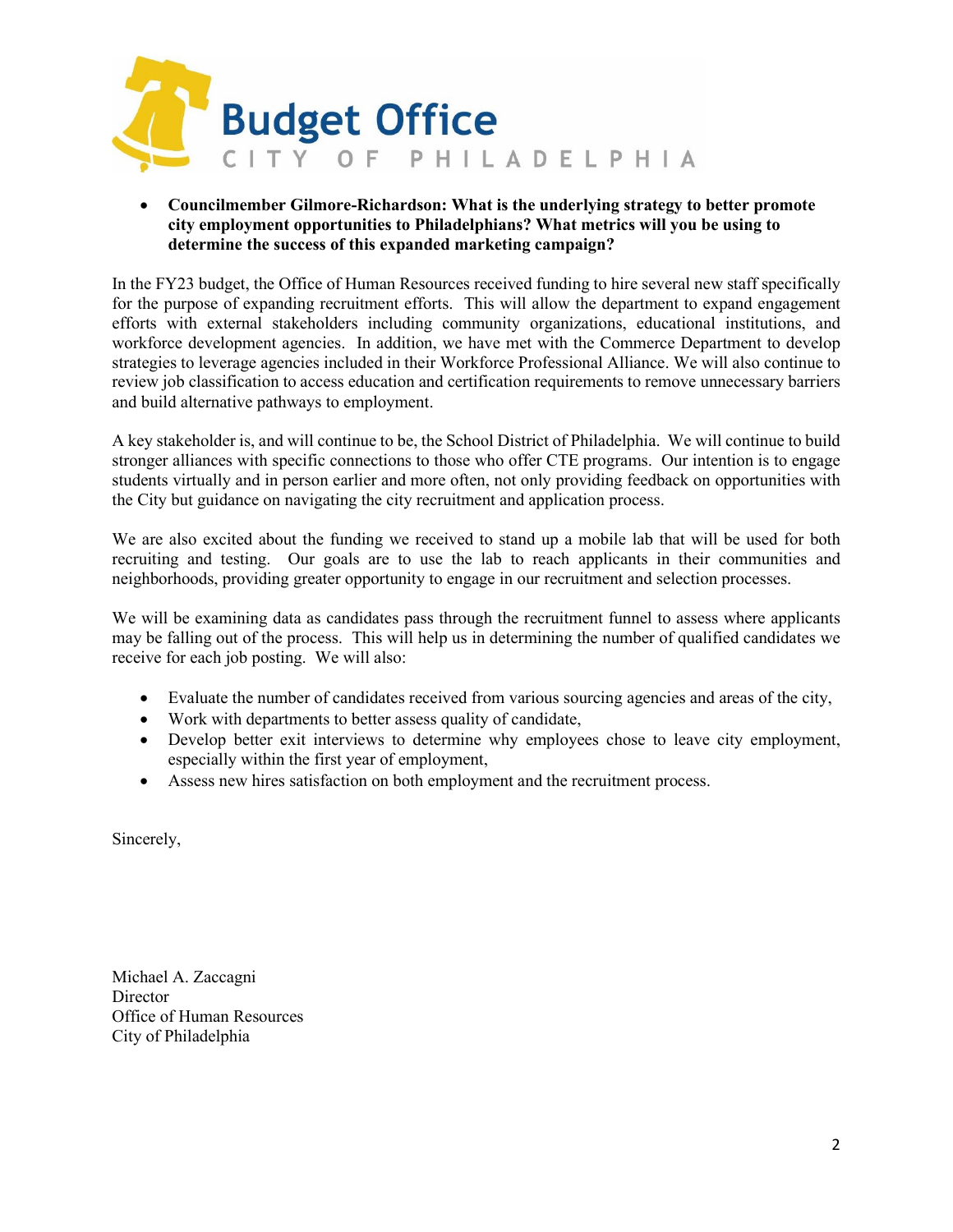- **Councilmember Gilmore-Richardson: What is the underlying strategy to better promote city employment opportunities to Philadelphians? What metrics will you be using to determine the success of this expanded marketing campaign?**

In the FY23 budget, the Office of Human Resources received funding to hire several new staff specifically for the purpose of expanding recruitment efforts. This will allow the department to expand engagement efforts with external stakeholders including community organizations, educational institutions, and workforce development agencies. In addition, we have met with the Commerce Department to develop strategies to leverage agencies included in their Workforce Professional Alliance. We will also continue to review job classification to access education and certification requirements to remove unnecessary barriers and build alternative pathways to employment.

A key stakeholder is, and will continue to be, the School District of Philadelphia. We will continue to build stronger alliances with specific connections to those who offer CTE programs. Our intention is to engage students virtually and in person earlier and more often, not only providing feedback on opportunities with the City but guidance on navigating the city recruitment and application process.

We are also excited about the funding we received to stand up a mobile lab that will be used for both recruiting and testing. Our goals are to use the lab to reach applicants in their communities and neighborhoods, providing greater opportunity to engage in our recruitment and selection processes.

We will be examining data as candidates pass through the recruitment funnel to assess where applicants may be falling out of the process. This will help us in determining the number of qualified candidates we receive for each job posting. We will also:

- Evaluate the number of candidates received from various sourcing agencies and areas of the city,
- Work with departments to better assess quality of candidate,
- Develop better exit interviews to determine why employees chose to leave city employment, especially within the first year of employment,
- Assess new hires satisfaction on both employment and the recruitment process.

Sincerely,

Michael A. Zaccagni
Director
Office of Human Resources
City of Philadelphia